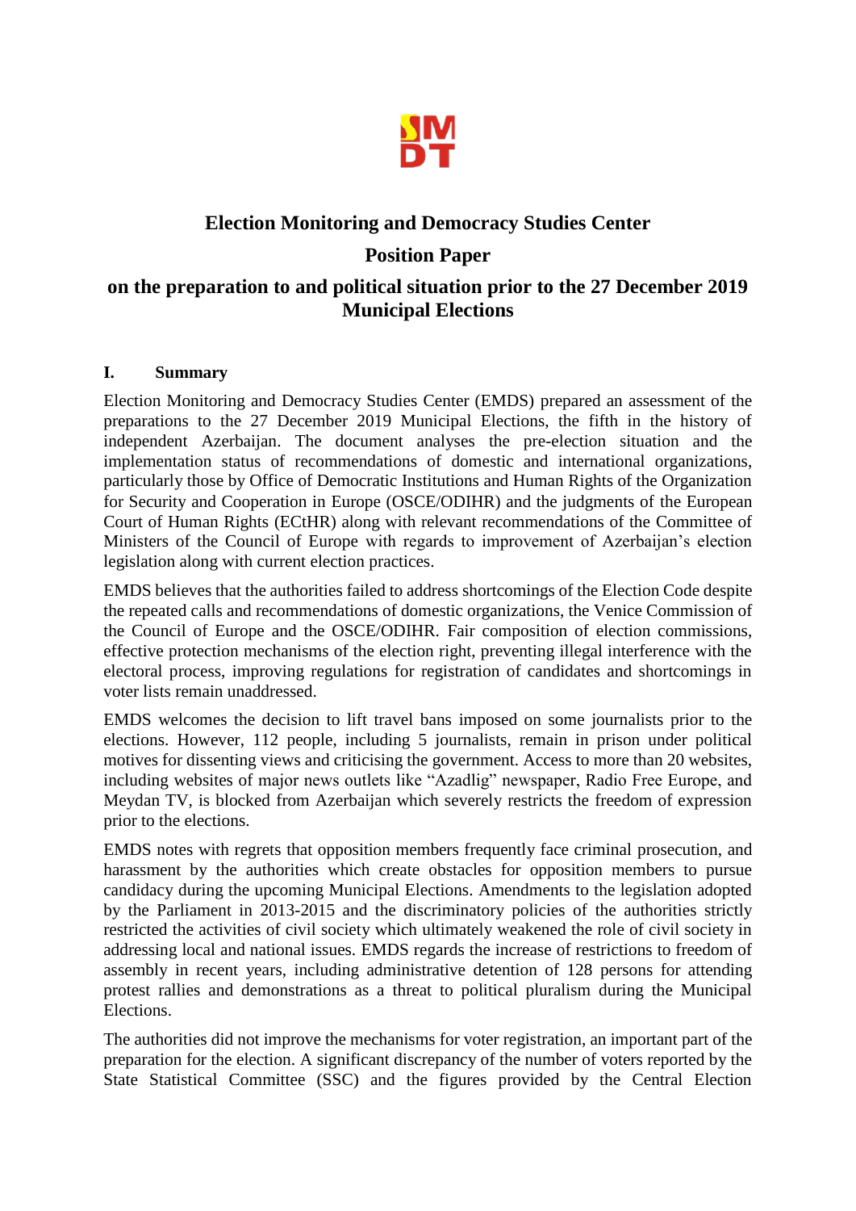# Election Monitoring and Democracy Studies Center

## Position Paper

## on the preparation to and political situation prior to the 27 December 2019 Municipal Elections

### I. Summary

Election Monitoring and Democracy Studies Center (EMDS) prepared an assessment of the preparations to the 27 December 2019 Municipal Elections, the fifth in the history of independent Azerbaijan. The document analyses the pre-election situation and the implementation status of recommendations of domestic and international organizations, particularly those by Office of Democratic Institutions and Human Rights of the Organization for Security and Cooperation in Europe (OSCE/ODIHR) and the judgments of the European Court of Human Rights (ECtHR) along with relevant recommendations of the Committee of Ministers of the Council of Europe with regards to improvement of Azerbaijan's election legislation along with current election practices.

EMDS believes that the authorities failed to address shortcomings of the Election Code despite the repeated calls and recommendations of domestic organizations, the Venice Commission of the Council of Europe and the OSCE/ODIHR. Fair composition of election commissions, effective protection mechanisms of the election right, preventing illegal interference with the electoral process, improving regulations for registration of candidates and shortcomings in voter lists remain unaddressed.

EMDS welcomes the decision to lift travel bans imposed on some journalists prior to the elections. However, 112 people, including 5 journalists, remain in prison under political motives for dissenting views and criticising the government. Access to more than 20 websites, including websites of major news outlets like "Azadlig" newspaper, Radio Free Europe, and Meydan TV, is blocked from Azerbaijan which severely restricts the freedom of expression prior to the elections.

EMDS notes with regrets that opposition members frequently face criminal prosecution, and harassment by the authorities which create obstacles for opposition members to pursue candidacy during the upcoming Municipal Elections. Amendments to the legislation adopted by the Parliament in 2013-2015 and the discriminatory policies of the authorities strictly restricted the activities of civil society which ultimately weakened the role of civil society in addressing local and national issues. EMDS regards the increase of restrictions to freedom of assembly in recent years, including administrative detention of 128 persons for attending protest rallies and demonstrations as a threat to political pluralism during the Municipal Elections.

The authorities did not improve the mechanisms for voter registration, an important part of the preparation for the election. A significant discrepancy of the number of voters reported by the State Statistical Committee (SSC) and the figures provided by the Central Election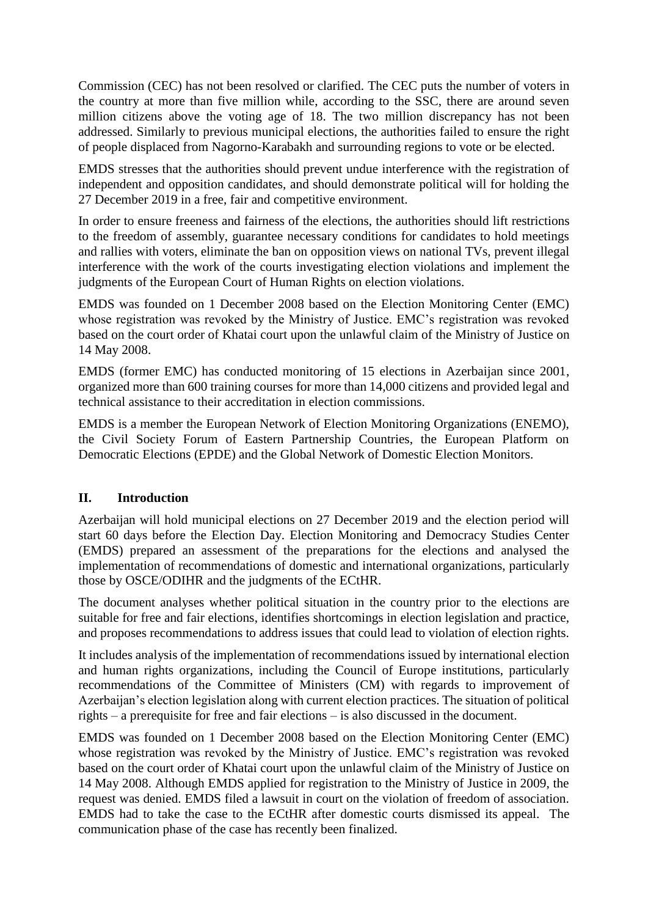Commission (CEC) has not been resolved or clarified. The CEC puts the number of voters in the country at more than five million while, according to the SSC, there are around seven million citizens above the voting age of 18. The two million discrepancy has not been addressed. Similarly to previous municipal elections, the authorities failed to ensure the right of people displaced from Nagorno-Karabakh and surrounding regions to vote or be elected.

EMDS stresses that the authorities should prevent undue interference with the registration of independent and opposition candidates, and should demonstrate political will for holding the 27 December 2019 in a free, fair and competitive environment.

In order to ensure freeness and fairness of the elections, the authorities should lift restrictions to the freedom of assembly, guarantee necessary conditions for candidates to hold meetings and rallies with voters, eliminate the ban on opposition views on national TVs, prevent illegal interference with the work of the courts investigating election violations and implement the judgments of the European Court of Human Rights on election violations.

EMDS was founded on 1 December 2008 based on the Election Monitoring Center (EMC) whose registration was revoked by the Ministry of Justice. EMC's registration was revoked based on the court order of Khatai court upon the unlawful claim of the Ministry of Justice on 14 May 2008.

EMDS (former EMC) has conducted monitoring of 15 elections in Azerbaijan since 2001, organized more than 600 training courses for more than 14,000 citizens and provided legal and technical assistance to their accreditation in election commissions.

EMDS is a member the European Network of Election Monitoring Organizations (ENEMO), the Civil Society Forum of Eastern Partnership Countries, the European Platform on Democratic Elections (EPDE) and the Global Network of Domestic Election Monitors.

## II. Introduction

Azerbaijan will hold municipal elections on 27 December 2019 and the election period will start 60 days before the Election Day. Election Monitoring and Democracy Studies Center (EMDS) prepared an assessment of the preparations for the elections and analysed the implementation of recommendations of domestic and international organizations, particularly those by OSCE/ODIHR and the judgments of the ECtHR.

The document analyses whether political situation in the country prior to the elections are suitable for free and fair elections, identifies shortcomings in election legislation and practice, and proposes recommendations to address issues that could lead to violation of election rights.

It includes analysis of the implementation of recommendations issued by international election and human rights organizations, including the Council of Europe institutions, particularly recommendations of the Committee of Ministers (CM) with regards to improvement of Azerbaijan's election legislation along with current election practices. The situation of political rights – a prerequisite for free and fair elections – is also discussed in the document.

EMDS was founded on 1 December 2008 based on the Election Monitoring Center (EMC) whose registration was revoked by the Ministry of Justice. EMC's registration was revoked based on the court order of Khatai court upon the unlawful claim of the Ministry of Justice on 14 May 2008. Although EMDS applied for registration to the Ministry of Justice in 2009, the request was denied. EMDS filed a lawsuit in court on the violation of freedom of association. EMDS had to take the case to the ECtHR after domestic courts dismissed its appeal. The communication phase of the case has recently been finalized.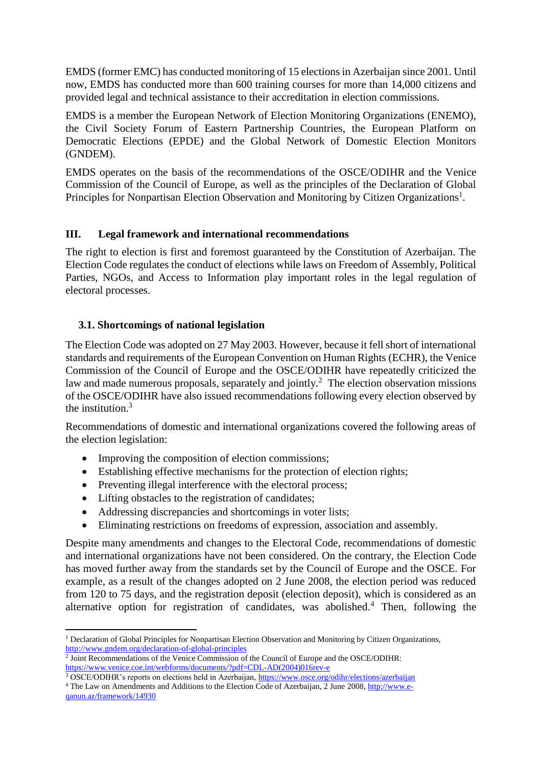EMDS (former EMC) has conducted monitoring of 15 elections in Azerbaijan since 2001. Until now, EMDS has conducted more than 600 training courses for more than 14,000 citizens and provided legal and technical assistance to their accreditation in election commissions.

EMDS is a member the European Network of Election Monitoring Organizations (ENEMO), the Civil Society Forum of Eastern Partnership Countries, the European Platform on Democratic Elections (EPDE) and the Global Network of Domestic Election Monitors (GNDEM).

EMDS operates on the basis of the recommendations of the OSCE/ODIHR and the Venice Commission of the Council of Europe, as well as the principles of the Declaration of Global Principles for Nonpartisan Election Observation and Monitoring by Citizen Organizations[1].

## III. Legal framework and international recommendations

The right to election is first and foremost guaranteed by the Constitution of Azerbaijan. The Election Code regulates the conduct of elections while laws on Freedom of Assembly, Political Parties, NGOs, and Access to Information play important roles in the legal regulation of electoral processes.

### 3.1. Shortcomings of national legislation

The Election Code was adopted on 27 May 2003. However, because it fell short of international standards and requirements of the European Convention on Human Rights (ECHR), the Venice Commission of the Council of Europe and the OSCE/ODIHR have repeatedly criticized the law and made numerous proposals, separately and jointly.[2] The election observation missions of the OSCE/ODIHR have also issued recommendations following every election observed by the institution.[3]

Recommendations of domestic and international organizations covered the following areas of the election legislation:

- Improving the composition of election commissions;
- Establishing effective mechanisms for the protection of election rights;
- Preventing illegal interference with the electoral process;
- Lifting obstacles to the registration of candidates;
- Addressing discrepancies and shortcomings in voter lists;
- Eliminating restrictions on freedoms of expression, association and assembly.

Despite many amendments and changes to the Electoral Code, recommendations of domestic and international organizations have not been considered. On the contrary, the Election Code has moved further away from the standards set by the Council of Europe and the OSCE. For example, as a result of the changes adopted on 2 June 2008, the election period was reduced from 120 to 75 days, and the registration deposit (election deposit), which is considered as an alternative option for registration of candidates, was abolished.[4] Then, following the

---

[1] Declaration of Global Principles for Nonpartisan Election Observation and Monitoring by Citizen Organizations, http://www.gndem.org/declaration-of-global-principles

[2] Joint Recommendations of the Venice Commission of the Council of Europe and the OSCE/ODIHR: https://www.venice.coe.int/webforms/documents/?pdf=CDL-AD(2004)016rev-e

[3] OSCE/ODIHR's reports on elections held in Azerbaijan, https://www.osce.org/odihr/elections/azerbaijan

[4] The Law on Amendments and Additions to the Election Code of Azerbaijan, 2 June 2008, http://www.e-qanun.az/framework/14930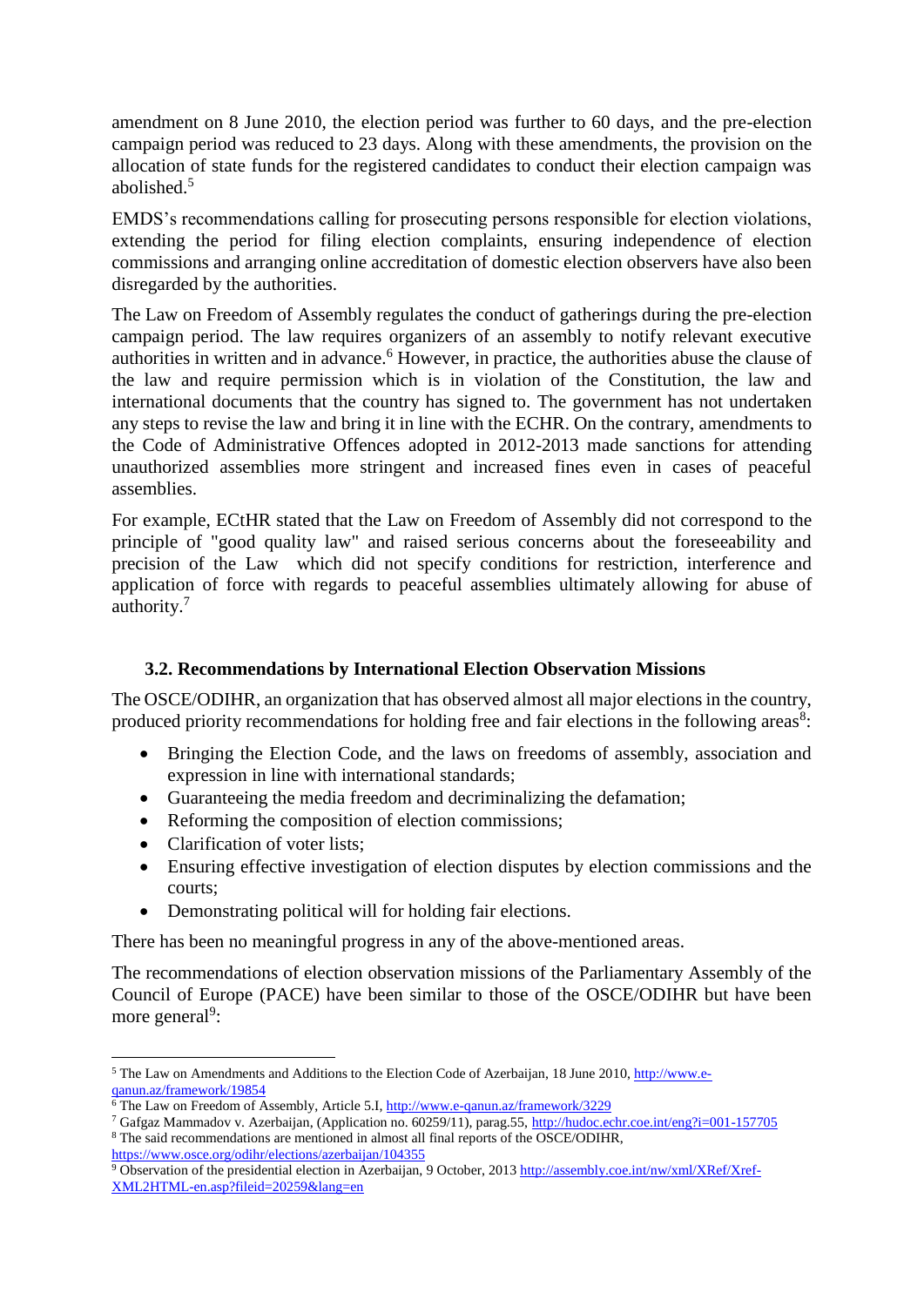amendment on 8 June 2010, the election period was further to 60 days, and the pre-election campaign period was reduced to 23 days. Along with these amendments, the provision on the allocation of state funds for the registered candidates to conduct their election campaign was abolished.[5]

EMDS's recommendations calling for prosecuting persons responsible for election violations, extending the period for filing election complaints, ensuring independence of election commissions and arranging online accreditation of domestic election observers have also been disregarded by the authorities.

The Law on Freedom of Assembly regulates the conduct of gatherings during the pre-election campaign period. The law requires organizers of an assembly to notify relevant executive authorities in written and in advance.[6] However, in practice, the authorities abuse the clause of the law and require permission which is in violation of the Constitution, the law and international documents that the country has signed to. The government has not undertaken any steps to revise the law and bring it in line with the ECHR. On the contrary, amendments to the Code of Administrative Offences adopted in 2012-2013 made sanctions for attending unauthorized assemblies more stringent and increased fines even in cases of peaceful assemblies.

For example, ECtHR stated that the Law on Freedom of Assembly did not correspond to the principle of "good quality law" and raised serious concerns about the foreseeability and precision of the Law which did not specify conditions for restriction, interference and application of force with regards to peaceful assemblies ultimately allowing for abuse of authority.[7]

### 3.2. Recommendations by International Election Observation Missions

The OSCE/ODIHR, an organization that has observed almost all major elections in the country, produced priority recommendations for holding free and fair elections in the following areas[8]:

- Bringing the Election Code, and the laws on freedoms of assembly, association and expression in line with international standards;
- Guaranteeing the media freedom and decriminalizing the defamation;
- Reforming the composition of election commissions;
- Clarification of voter lists;
- Ensuring effective investigation of election disputes by election commissions and the courts;
- Demonstrating political will for holding fair elections.

There has been no meaningful progress in any of the above-mentioned areas.

The recommendations of election observation missions of the Parliamentary Assembly of the Council of Europe (PACE) have been similar to those of the OSCE/ODIHR but have been more general[9]:

---

[5] The Law on Amendments and Additions to the Election Code of Azerbaijan, 18 June 2010, http://www.e-qanun.az/framework/19854

[6] The Law on Freedom of Assembly, Article 5.I, http://www.e-qanun.az/framework/3229

[7] Gafgaz Mammadov v. Azerbaijan, (Application no. 60259/11), parag.55, http://hudoc.echr.coe.int/eng?i=001-157705

[8] The said recommendations are mentioned in almost all final reports of the OSCE/ODIHR, https://www.osce.org/odihr/elections/azerbaijan/104355

[9] Observation of the presidential election in Azerbaijan, 9 October, 2013 http://assembly.coe.int/nw/xml/XRef/Xref-XML2HTML-en.asp?fileid=20259&lang=en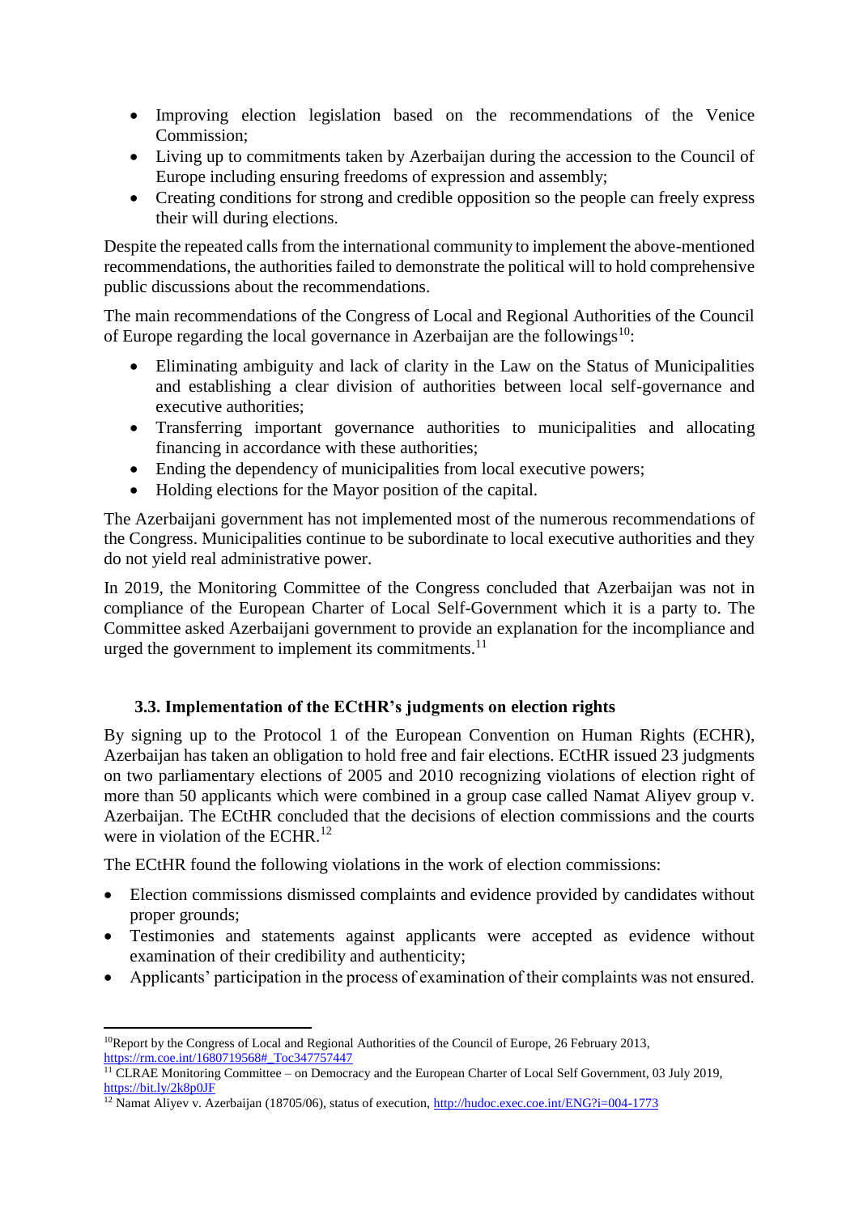- Improving election legislation based on the recommendations of the Venice Commission;
- Living up to commitments taken by Azerbaijan during the accession to the Council of Europe including ensuring freedoms of expression and assembly;
- Creating conditions for strong and credible opposition so the people can freely express their will during elections.

Despite the repeated calls from the international community to implement the above-mentioned recommendations, the authorities failed to demonstrate the political will to hold comprehensive public discussions about the recommendations.

The main recommendations of the Congress of Local and Regional Authorities of the Council of Europe regarding the local governance in Azerbaijan are the followings[10]:

- Eliminating ambiguity and lack of clarity in the Law on the Status of Municipalities and establishing a clear division of authorities between local self-governance and executive authorities;
- Transferring important governance authorities to municipalities and allocating financing in accordance with these authorities;
- Ending the dependency of municipalities from local executive powers;
- Holding elections for the Mayor position of the capital.

The Azerbaijani government has not implemented most of the numerous recommendations of the Congress. Municipalities continue to be subordinate to local executive authorities and they do not yield real administrative power.

In 2019, the Monitoring Committee of the Congress concluded that Azerbaijan was not in compliance of the European Charter of Local Self-Government which it is a party to. The Committee asked Azerbaijani government to provide an explanation for the incompliance and urged the government to implement its commitments.[11]

### 3.3. Implementation of the ECtHR's judgments on election rights

By signing up to the Protocol 1 of the European Convention on Human Rights (ECHR), Azerbaijan has taken an obligation to hold free and fair elections. ECtHR issued 23 judgments on two parliamentary elections of 2005 and 2010 recognizing violations of election right of more than 50 applicants which were combined in a group case called Namat Aliyev group v. Azerbaijan. The ECtHR concluded that the decisions of election commissions and the courts were in violation of the ECHR.[12]

The ECtHR found the following violations in the work of election commissions:

- Election commissions dismissed complaints and evidence provided by candidates without proper grounds;
- Testimonies and statements against applicants were accepted as evidence without examination of their credibility and authenticity;
- Applicants' participation in the process of examination of their complaints was not ensured.

---

[10] Report by the Congress of Local and Regional Authorities of the Council of Europe, 26 February 2013, https://rm.coe.int/1680719568#_Toc347757447

[11] CLRAE Monitoring Committee – on Democracy and the European Charter of Local Self Government, 03 July 2019, https://bit.ly/2k8p0JF

[12] Namat Aliyev v. Azerbaijan (18705/06), status of execution, http://hudoc.exec.coe.int/ENG?i=004-1773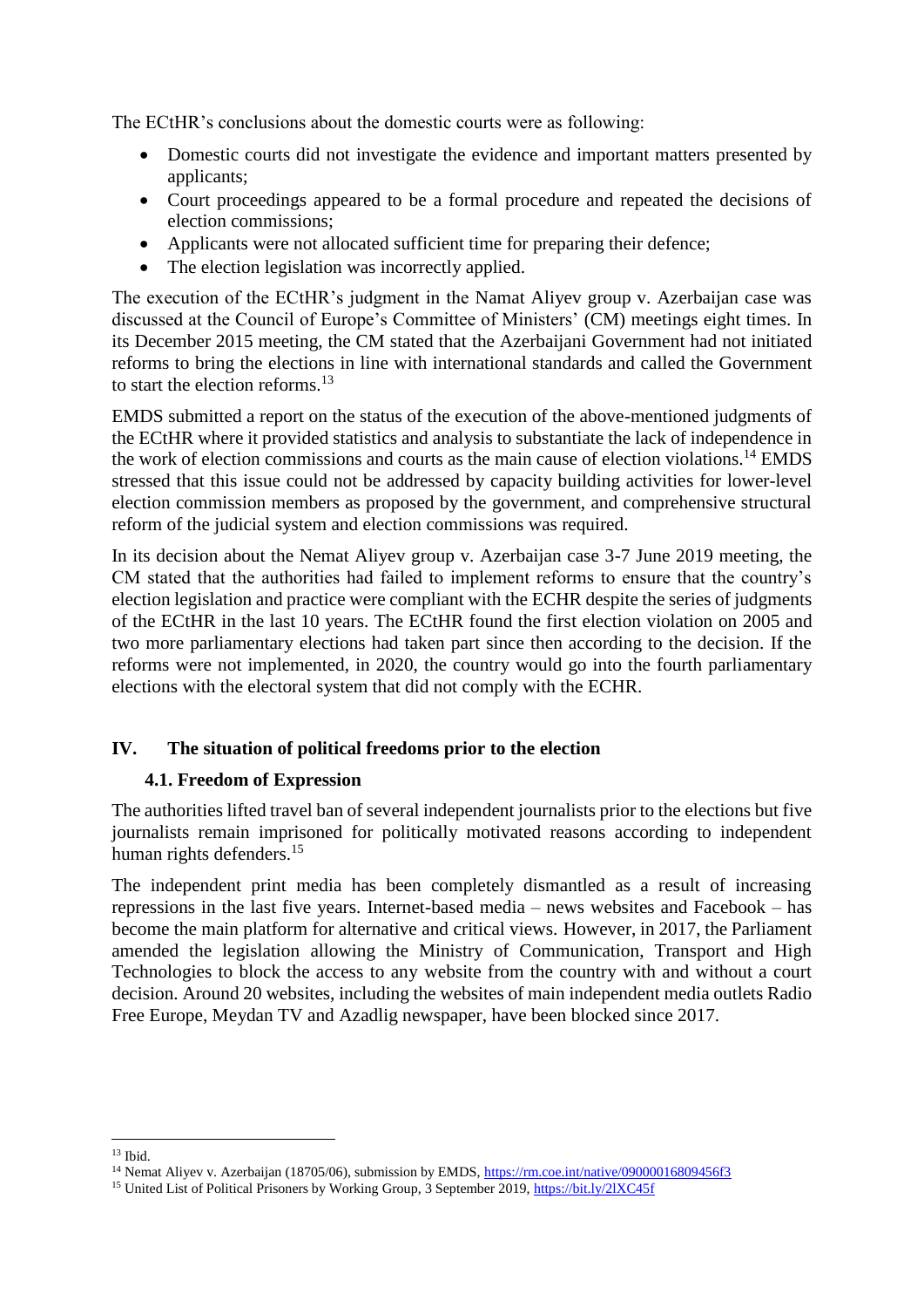The ECtHR's conclusions about the domestic courts were as following:

- Domestic courts did not investigate the evidence and important matters presented by applicants;
- Court proceedings appeared to be a formal procedure and repeated the decisions of election commissions;
- Applicants were not allocated sufficient time for preparing their defence;
- The election legislation was incorrectly applied.

The execution of the ECtHR's judgment in the Namat Aliyev group v. Azerbaijan case was discussed at the Council of Europe's Committee of Ministers' (CM) meetings eight times. In its December 2015 meeting, the CM stated that the Azerbaijani Government had not initiated reforms to bring the elections in line with international standards and called the Government to start the election reforms.[13]

EMDS submitted a report on the status of the execution of the above-mentioned judgments of the ECtHR where it provided statistics and analysis to substantiate the lack of independence in the work of election commissions and courts as the main cause of election violations.[14] EMDS stressed that this issue could not be addressed by capacity building activities for lower-level election commission members as proposed by the government, and comprehensive structural reform of the judicial system and election commissions was required.

In its decision about the Nemat Aliyev group v. Azerbaijan case 3-7 June 2019 meeting, the CM stated that the authorities had failed to implement reforms to ensure that the country's election legislation and practice were compliant with the ECHR despite the series of judgments of the ECtHR in the last 10 years. The ECtHR found the first election violation on 2005 and two more parliamentary elections had taken part since then according to the decision. If the reforms were not implemented, in 2020, the country would go into the fourth parliamentary elections with the electoral system that did not comply with the ECHR.

## IV. The situation of political freedoms prior to the election

### 4.1. Freedom of Expression

The authorities lifted travel ban of several independent journalists prior to the elections but five journalists remain imprisoned for politically motivated reasons according to independent human rights defenders.[15]

The independent print media has been completely dismantled as a result of increasing repressions in the last five years. Internet-based media – news websites and Facebook – has become the main platform for alternative and critical views. However, in 2017, the Parliament amended the legislation allowing the Ministry of Communication, Transport and High Technologies to block the access to any website from the country with and without a court decision. Around 20 websites, including the websites of main independent media outlets Radio Free Europe, Meydan TV and Azadlig newspaper, have been blocked since 2017.

---

[13] Ibid.

[14] Nemat Aliyev v. Azerbaijan (18705/06), submission by EMDS, https://rm.coe.int/native/09000016809456f3

[15] United List of Political Prisoners by Working Group, 3 September 2019, https://bit.ly/2lXC45f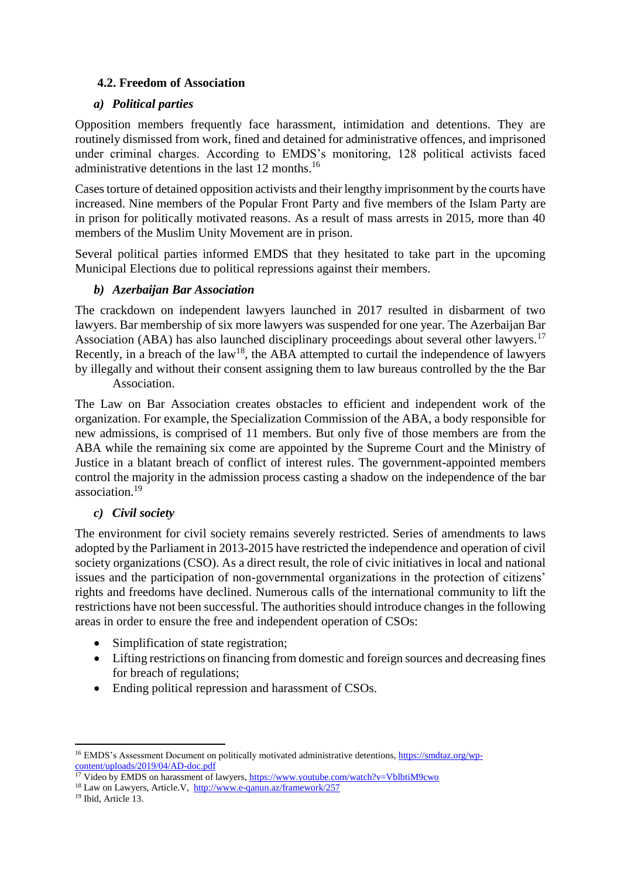### 4.2. Freedom of Association

#### *a) Political parties*

Opposition members frequently face harassment, intimidation and detentions. They are routinely dismissed from work, fined and detained for administrative offences, and imprisoned under criminal charges. According to EMDS's monitoring, 128 political activists faced administrative detentions in the last 12 months.[16]

Cases torture of detained opposition activists and their lengthy imprisonment by the courts have increased. Nine members of the Popular Front Party and five members of the Islam Party are in prison for politically motivated reasons. As a result of mass arrests in 2015, more than 40 members of the Muslim Unity Movement are in prison.

Several political parties informed EMDS that they hesitated to take part in the upcoming Municipal Elections due to political repressions against their members.

#### *b) Azerbaijan Bar Association*

The crackdown on independent lawyers launched in 2017 resulted in disbarment of two lawyers. Bar membership of six more lawyers was suspended for one year. The Azerbaijan Bar Association (ABA) has also launched disciplinary proceedings about several other lawyers.[17] Recently, in a breach of the law[18], the ABA attempted to curtail the independence of lawyers by illegally and without their consent assigning them to law bureaus controlled by the the Bar Association.

The Law on Bar Association creates obstacles to efficient and independent work of the organization. For example, the Specialization Commission of the ABA, a body responsible for new admissions, is comprised of 11 members. But only five of those members are from the ABA while the remaining six come are appointed by the Supreme Court and the Ministry of Justice in a blatant breach of conflict of interest rules. The government-appointed members control the majority in the admission process casting a shadow on the independence of the bar association.[19]

#### *c) Civil society*

The environment for civil society remains severely restricted. Series of amendments to laws adopted by the Parliament in 2013-2015 have restricted the independence and operation of civil society organizations (CSO). As a direct result, the role of civic initiatives in local and national issues and the participation of non-governmental organizations in the protection of citizens' rights and freedoms have declined. Numerous calls of the international community to lift the restrictions have not been successful. The authorities should introduce changes in the following areas in order to ensure the free and independent operation of CSOs:

- Simplification of state registration;
- Lifting restrictions on financing from domestic and foreign sources and decreasing fines for breach of regulations;
- Ending political repression and harassment of CSOs.

---

[16] EMDS's Assessment Document on politically motivated administrative detentions, https://smdtaz.org/wp-content/uploads/2019/04/AD-doc.pdf

[17] Video by EMDS on harassment of lawyers, https://www.youtube.com/watch?v=VblbtiM9cwo

[18] Law on Lawyers, Article.V, http://www.e-qanun.az/framework/257

[19] Ibid, Article 13.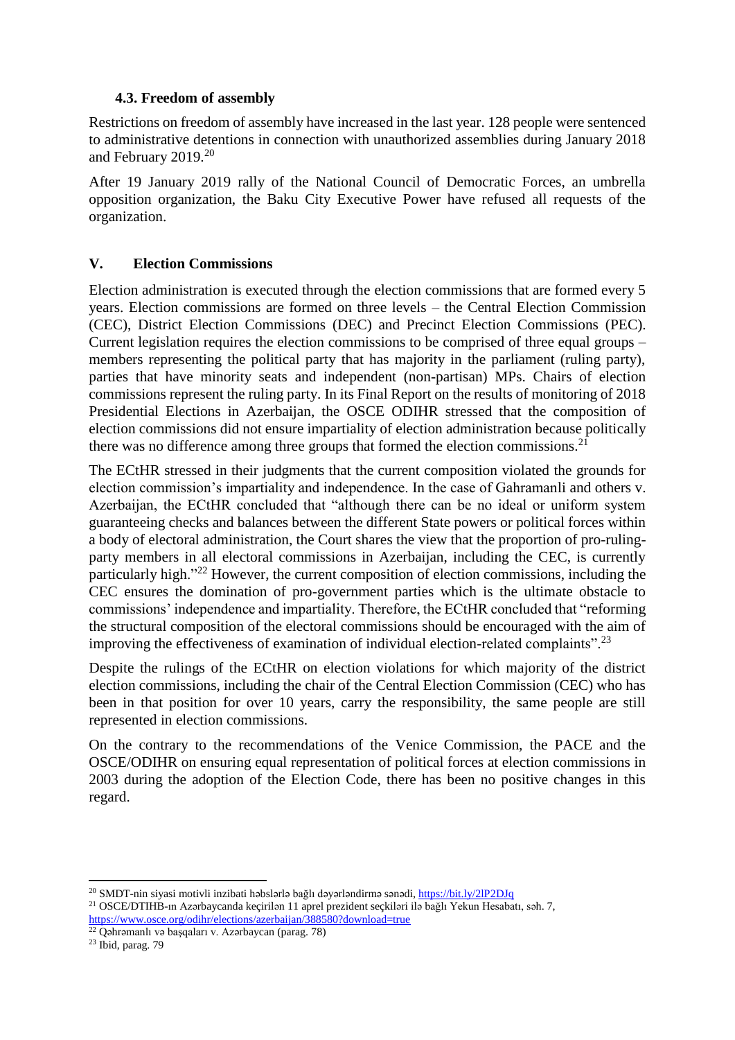### 4.3. Freedom of assembly

Restrictions on freedom of assembly have increased in the last year. 128 people were sentenced to administrative detentions in connection with unauthorized assemblies during January 2018 and February 2019.[20]

After 19 January 2019 rally of the National Council of Democratic Forces, an umbrella opposition organization, the Baku City Executive Power have refused all requests of the organization.

## V. Election Commissions

Election administration is executed through the election commissions that are formed every 5 years. Election commissions are formed on three levels – the Central Election Commission (CEC), District Election Commissions (DEC) and Precinct Election Commissions (PEC). Current legislation requires the election commissions to be comprised of three equal groups – members representing the political party that has majority in the parliament (ruling party), parties that have minority seats and independent (non-partisan) MPs. Chairs of election commissions represent the ruling party. In its Final Report on the results of monitoring of 2018 Presidential Elections in Azerbaijan, the OSCE ODIHR stressed that the composition of election commissions did not ensure impartiality of election administration because politically there was no difference among three groups that formed the election commissions.[21]

The ECtHR stressed in their judgments that the current composition violated the grounds for election commission's impartiality and independence. In the case of Gahramanli and others v. Azerbaijan, the ECtHR concluded that "although there can be no ideal or uniform system guaranteeing checks and balances between the different State powers or political forces within a body of electoral administration, the Court shares the view that the proportion of pro-ruling-party members in all electoral commissions in Azerbaijan, including the CEC, is currently particularly high."[22] However, the current composition of election commissions, including the CEC ensures the domination of pro-government parties which is the ultimate obstacle to commissions' independence and impartiality. Therefore, the ECtHR concluded that "reforming the structural composition of the electoral commissions should be encouraged with the aim of improving the effectiveness of examination of individual election-related complaints".[23]

Despite the rulings of the ECtHR on election violations for which majority of the district election commissions, including the chair of the Central Election Commission (CEC) who has been in that position for over 10 years, carry the responsibility, the same people are still represented in election commissions.

On the contrary to the recommendations of the Venice Commission, the PACE and the OSCE/ODIHR on ensuring equal representation of political forces at election commissions in 2003 during the adoption of the Election Code, there has been no positive changes in this regard.

---

[20] SMDT-nin siyasi motivli inzibati həbslərlə bağlı dəyərləndirmə sənədi, https://bit.ly/2lP2DJq

[21] OSCE/DTIHB-ın Azərbaycanda keçirilən 11 aprel prezident seçkiləri ilə bağlı Yekun Hesabatı, səh. 7, https://www.osce.org/odihr/elections/azerbaijan/388580?download=true

[22] Qəhrəmanlı və başqaları v. Azərbaycan (parag. 78)

[23] Ibid, parag. 79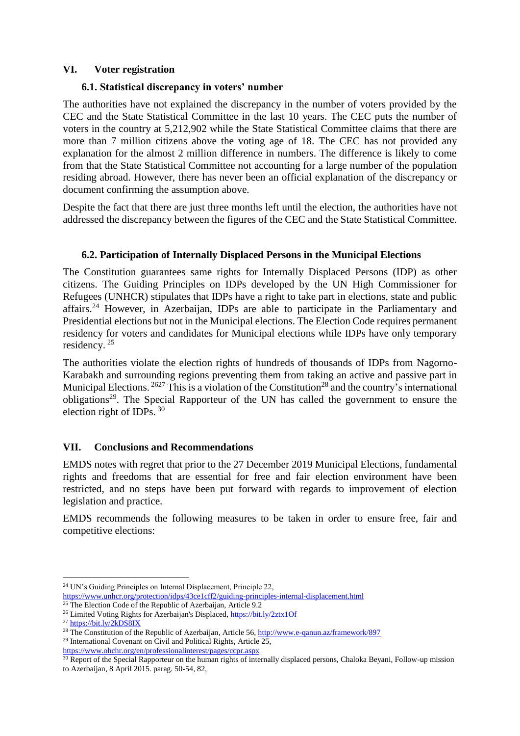## VI. Voter registration

### 6.1. Statistical discrepancy in voters' number

The authorities have not explained the discrepancy in the number of voters provided by the CEC and the State Statistical Committee in the last 10 years. The CEC puts the number of voters in the country at 5,212,902 while the State Statistical Committee claims that there are more than 7 million citizens above the voting age of 18. The CEC has not provided any explanation for the almost 2 million difference in numbers. The difference is likely to come from that the State Statistical Committee not accounting for a large number of the population residing abroad. However, there has never been an official explanation of the discrepancy or document confirming the assumption above.

Despite the fact that there are just three months left until the election, the authorities have not addressed the discrepancy between the figures of the CEC and the State Statistical Committee.

### 6.2. Participation of Internally Displaced Persons in the Municipal Elections

The Constitution guarantees same rights for Internally Displaced Persons (IDP) as other citizens. The Guiding Principles on IDPs developed by the UN High Commissioner for Refugees (UNHCR) stipulates that IDPs have a right to take part in elections, state and public affairs.[24] However, in Azerbaijan, IDPs are able to participate in the Parliamentary and Presidential elections but not in the Municipal elections. The Election Code requires permanent residency for voters and candidates for Municipal elections while IDPs have only temporary residency. [25]

The authorities violate the election rights of hundreds of thousands of IDPs from Nagorno-Karabakh and surrounding regions preventing them from taking an active and passive part in Municipal Elections. [26][27] This is a violation of the Constitution[28] and the country's international obligations[29]. The Special Rapporteur of the UN has called the government to ensure the election right of IDPs. [30]

## VII. Conclusions and Recommendations

EMDS notes with regret that prior to the 27 December 2019 Municipal Elections, fundamental rights and freedoms that are essential for free and fair election environment have been restricted, and no steps have been put forward with regards to improvement of election legislation and practice.

EMDS recommends the following measures to be taken in order to ensure free, fair and competitive elections:

---

[24] UN's Guiding Principles on Internal Displacement, Principle 22, https://www.unhcr.org/protection/idps/43ce1cff2/guiding-principles-internal-displacement.html

[25] The Election Code of the Republic of Azerbaijan, Article 9.2

[26] Limited Voting Rights for Azerbaijan's Displaced, https://bit.ly/2ztx1Of

[27] https://bit.ly/2kDS8IX

[28] The Constitution of the Republic of Azerbaijan, Article 56, http://www.e-qanun.az/framework/897

[29] International Covenant on Civil and Political Rights, Article 25, https://www.ohchr.org/en/professionalinterest/pages/ccpr.aspx

[30] Report of the Special Rapporteur on the human rights of internally displaced persons, Chaloka Beyani, Follow-up mission to Azerbaijan, 8 April 2015. parag. 50-54, 82,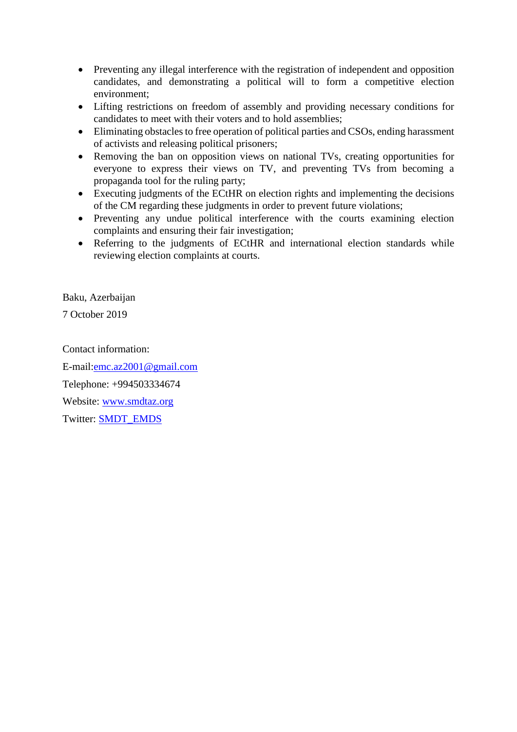- Preventing any illegal interference with the registration of independent and opposition candidates, and demonstrating a political will to form a competitive election environment;
- Lifting restrictions on freedom of assembly and providing necessary conditions for candidates to meet with their voters and to hold assemblies;
- Eliminating obstacles to free operation of political parties and CSOs, ending harassment of activists and releasing political prisoners;
- Removing the ban on opposition views on national TVs, creating opportunities for everyone to express their views on TV, and preventing TVs from becoming a propaganda tool for the ruling party;
- Executing judgments of the ECtHR on election rights and implementing the decisions of the CM regarding these judgments in order to prevent future violations;
- Preventing any undue political interference with the courts examining election complaints and ensuring their fair investigation;
- Referring to the judgments of ECtHR and international election standards while reviewing election complaints at courts.

Baku, Azerbaijan

7 October 2019

Contact information:

E-mail:emc.az2001@gmail.com

Telephone: +994503334674

Website: www.smdtaz.org

Twitter: SMDT_EMDS